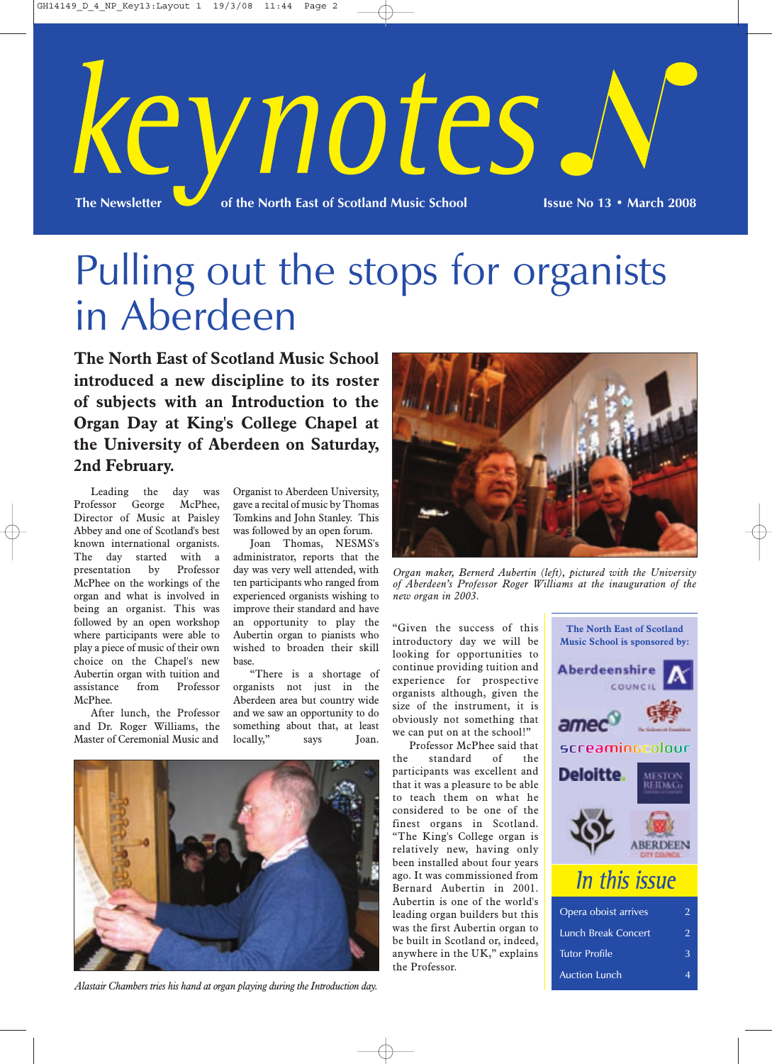# keynotes

The Newsletter of the North East of Scotland Music School

Issue No 13 • March 2008

# Pulling out the stops for organists in Aberdeen

**The North East of Scotland Music School introduced a new discipline to its roster of subjects with an Introduction to the Organ Day at King's College Chapel at the University of Aberdeen on Saturday, 2nd February.**

Leading the day was Professor George McPhee, Director of Music at Paisley Abbey and one of Scotland's best known international organists. The day started with a presentation by Professor McPhee on the workings of the organ and what is involved in being an organist. This was followed by an open workshop where participants were able to play a piece of music of their own choice on the Chapel's new Aubertin organ with tuition and assistance from Professor McPhee.

After lunch, the Professor and Dr. Roger Williams, the Master of Ceremonial Music and Organist to Aberdeen University, gave a recital of music by Thomas Tomkins and John Stanley. This was followed by an open forum.

Joan Thomas, NESMS's administrator, reports that the day was very well attended, with ten participants who ranged from experienced organists wishing to improve their standard and have an opportunity to play the Aubertin organ to pianists who wished to broaden their skill base.

"There is a shortage of organists not just in the Aberdeen area but country wide and we saw an opportunity to do something about that, at least locally," says Joan.

"Given the success of this introductory day we will be looking for opportunities to continue providing tuition and experience for prospective organists although, given the size of the instrument, it is obviously not something that we can put on at the school!"

Professor McPhee said that the standard of the participants was excellent and that it was a pleasure to be able to teach them on what he considered to be one of the finest organs in Scotland. "The King's College organ is relatively new, having only been installed about four years ago. It was commissioned from Bernard Aubertin in 2001. Aubertin is one of the world's leading organ builders but this was the first Aubertin organ to be built in Scotland or, indeed, anywhere in the UK," explains the Professor.

*Organ maker, Bernerd Aubertin (left), pictured with the University of Aberdeen's Professor Roger Williams at the inauguration of the new organ in 2003.*

*Alastair Chambers tries his hand at organ playing during the Introduction day.*

**The North East of Scotland Music School is sponsored by:**

Aberdeenshire Council, amec, screamingcolour, Deloitte, Meston Reid & Co, Aberdeen City Council

## In this issue

| | |
|---|---|
| Opera oboist arrives | 2 |
| Lunch Break Concert | 2 |
| Tutor Profile | 3 |
| Auction Lunch | 4 |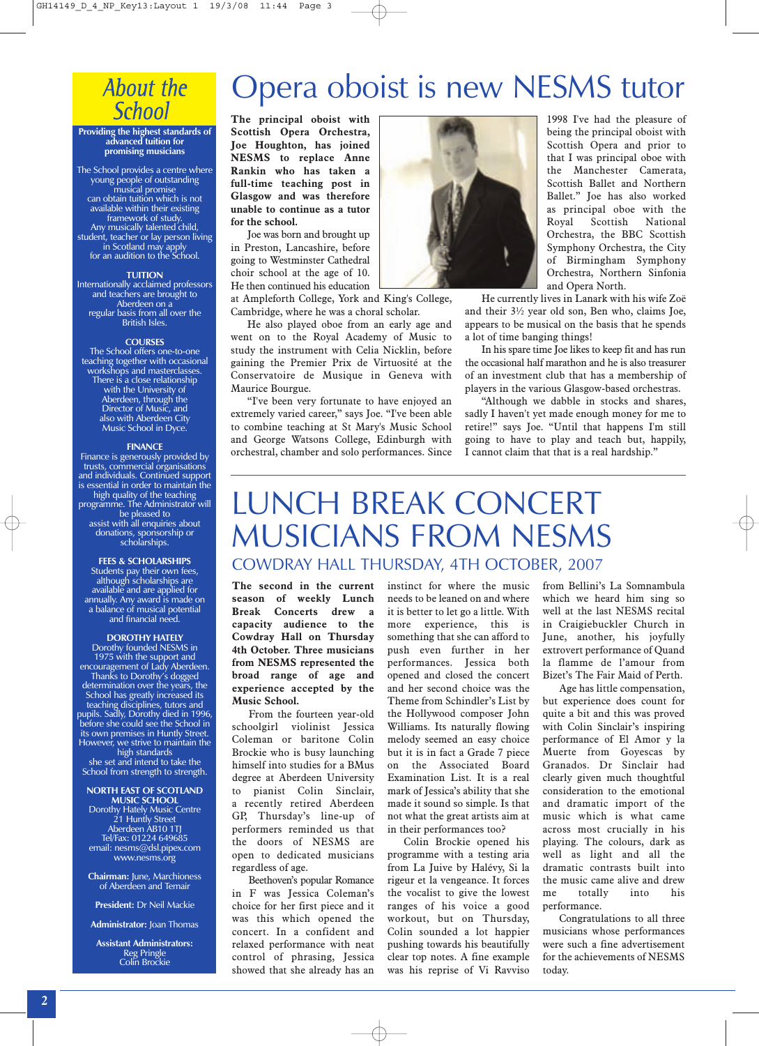# About the School

**Providing the highest standards of advanced tuition for promising musicians**

The School provides a centre where young people of outstanding musical promise can obtain tuition which is not available within their existing framework of study. Any musically talented child, student, teacher or lay person living in Scotland may apply for an audition to the School.

**TUITION**

Internationally acclaimed professors and teachers are brought to Aberdeen on a regular basis from all over the British Isles.

**COURSES**

The School offers one-to-one teaching together with occasional workshops and masterclasses. There is a close relationship with the University of Aberdeen, through the Director of Music, and also with Aberdeen City Music School in Dyce.

**FINANCE**

Finance is generously provided by trusts, commercial organisations and individuals. Continued support is essential in order to maintain the high quality of the teaching programme. The Administrator will be pleased to assist with all enquiries about donations, sponsorship or scholarships.

**FEES & SCHOLARSHIPS**

Students pay their own fees, although scholarships are available and are applied for annually. Any award is made on a balance of musical potential and financial need.

**DOROTHY HATELY**

Dorothy founded NESMS in 1975 with the support and encouragement of Lady Aberdeen. Thanks to Dorothy's dogged determination over the years, the School has greatly increased its teaching disciplines, tutors and pupils. Sadly, Dorothy died in 1996, before she could see the School in its own premises in Huntly Street. However, we strive to maintain the high standards she set and intend to take the School from strength to strength.

**NORTH EAST OF SCOTLAND MUSIC SCHOOL**
Dorothy Hately Music Centre
21 Huntly Street
Aberdeen AB10 1TJ
Tel/Fax: 01224 649685
email: nesms@dsl.pipex.com
www.nesms.org

**Chairman:** June, Marchioness of Aberdeen and Temair

**President:** Dr Neil Mackie

**Administrator:** Joan Thomas

**Assistant Administrators:**
Reg Pringle
Colin Brockie

# Opera oboist is new NESMS tutor

**The principal oboist with Scottish Opera Orchestra, Joe Houghton, has joined NESMS to replace Anne Rankin who has taken a full-time teaching post in Glasgow and was therefore unable to continue as a tutor for the school.**

Joe was born and brought up in Preston, Lancashire, before going to Westminster Cathedral choir school at the age of 10. He then continued his education at Ampleforth College, York and King's College, Cambridge, where he was a choral scholar.

He also played oboe from an early age and went on to the Royal Academy of Music to study the instrument with Celia Nicklin, before gaining the Premier Prix de Virtuosité at the Conservatoire de Musique in Geneva with Maurice Bourgue.

"I've been very fortunate to have enjoyed an extremely varied career," says Joe. "I've been able to combine teaching at St Mary's Music School and George Watsons College, Edinburgh with orchestral, chamber and solo performances. Since 1998 I've had the pleasure of being the principal oboist with Scottish Opera and prior to that I was principal oboe with the Manchester Camerata, Scottish Ballet and Northern Ballet." Joe has also worked as principal oboe with the Royal Scottish National Orchestra, the BBC Scottish Symphony Orchestra, the City of Birmingham Symphony Orchestra, Northern Sinfonia and Opera North.

He currently lives in Lanark with his wife Zoë and their 3½ year old son, Ben who, claims Joe, appears to be musical on the basis that he spends a lot of time banging things!

In his spare time Joe likes to keep fit and has run the occasional half marathon and he is also treasurer of an investment club that has a membership of players in the various Glasgow-based orchestras.

"Although we dabble in stocks and shares, sadly I haven't yet made enough money to be able to retire!" says Joe. "Until that happens I'm still going to have to play and teach but, happily, I cannot claim that that is a real hardship."

# LUNCH BREAK CONCERT MUSICIANS FROM NESMS

## COWDRAY HALL THURSDAY, 4TH OCTOBER, 2007

**The second in the current season of weekly Lunch Break Concerts drew a capacity audience to the Cowdray Hall on Thursday 4th October. Three musicians from NESMS represented the broad range of age and experience accepted by the Music School.**

From the fourteen year-old schoolgirl violinist Jessica Coleman or baritone Colin Brockie who is busy launching himself into studies for a BMus degree at Aberdeen University to pianist Colin Sinclair, a recently retired Aberdeen GP, Thursday's line-up of performers reminded us that the doors of NESMS are open to dedicated musicians regardless of age.

Beethoven's popular Romance in F was Jessica Coleman's choice for her first piece and it was this which opened the concert. In a confident and relaxed performance with neat control of phrasing, Jessica showed that she already has an instinct for where the music needs to be leaned on and where it is better to let go a little. With more experience, this is something that she can afford to push even further in her performances. Jessica both opened and closed the concert and her second choice was the Theme from Schindler's List by the Hollywood composer John Williams. Its naturally flowing melody seemed an easy choice but it is in fact a Grade 7 piece on the Associated Board Examination List. It is a real mark of Jessica's ability that she made it sound so simple. Is that not what the great artists aim at in their performances too?

Colin Brockie opened his programme with a testing aria from La Juive by Halévy, Si la rigeur et la vengeance. It forces the vocalist to give the lowest ranges of his voice a good workout, but on Thursday, Colin sounded a lot happier pushing towards his beautifully clear top notes. A fine example was his reprise of Vi Ravviso from Bellini's La Somnambula which we heard him sing so well at the last NESMS recital in Craigiebuckler Church in June, another, his joyfully extrovert performance of Quand la flamme de l'amour from Bizet's The Fair Maid of Perth.

Age has little compensation, but experience does count for quite a bit and this was proved with Colin Sinclair's inspiring performance of El Amor y la Muerte from Goyescas by Granados. Dr Sinclair had clearly given much thoughtful consideration to the emotional and dramatic import of the music which is what came across most crucially in his playing. The colours, dark as well as light and all the dramatic contrasts built into the music came alive and drew me totally into his performance.

Congratulations to all three musicians whose performances were such a fine advertisement for the achievements of NESMS today.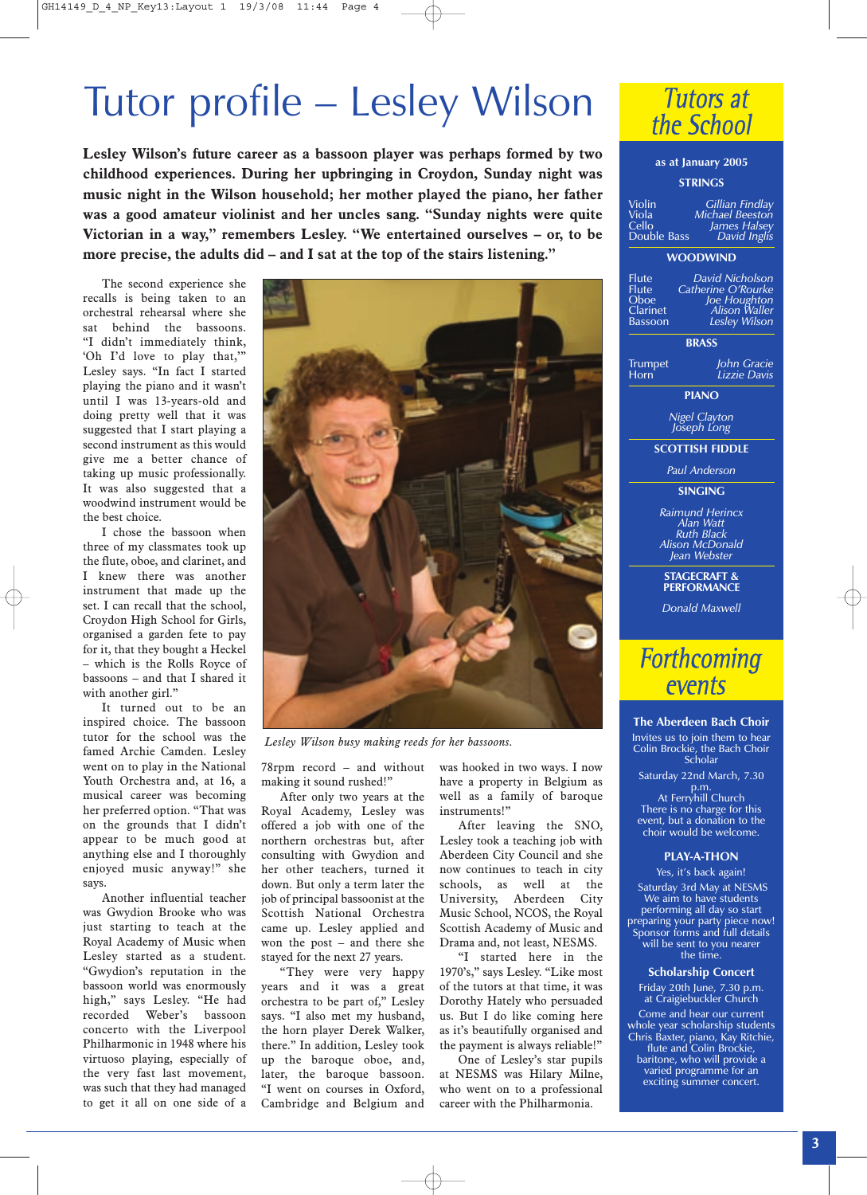# Tutor profile – Lesley Wilson

**Lesley Wilson's future career as a bassoon player was perhaps formed by two childhood experiences. During her upbringing in Croydon, Sunday night was music night in the Wilson household; her mother played the piano, her father was a good amateur violinist and her uncles sang. "Sunday nights were quite Victorian in a way," remembers Lesley. "We entertained ourselves – or, to be more precise, the adults did – and I sat at the top of the stairs listening."**

The second experience she recalls is being taken to an orchestral rehearsal where she sat behind the bassoons. "I didn't immediately think, 'Oh I'd love to play that,'" Lesley says. "In fact I started playing the piano and it wasn't until I was 13-years-old and doing pretty well that it was suggested that I start playing a second instrument as this would give me a better chance of taking up music professionally. It was also suggested that a woodwind instrument would be the best choice.

I chose the bassoon when three of my classmates took up the flute, oboe, and clarinet, and I knew there was another instrument that made up the set. I can recall that the school, Croydon High School for Girls, organised a garden fete to pay for it, that they bought a Heckel – which is the Rolls Royce of bassoons – and that I shared it with another girl."

It turned out to be an inspired choice. The bassoon tutor for the school was the famed Archie Camden. Lesley went on to play in the National Youth Orchestra and, at 16, a musical career was becoming her preferred option. "That was on the grounds that I didn't appear to be much good at anything else and I thoroughly enjoyed music anyway!" she says.

Another influential teacher was Gwydion Brooke who was just starting to teach at the Royal Academy of Music where Lesley started as a student. "Gwydion's reputation in the bassoon world was enormously high," says Lesley. "He had recorded Weber's bassoon concerto with the Liverpool Philharmonic in 1948 where his virtuoso playing, especially of the very fast last movement, was such that they had managed to get it all on one side of a 78rpm record – and without making it sound rushed!"

*Lesley Wilson busy making reeds for her bassoons.*

After only two years at the Royal Academy, Lesley was offered a job with one of the northern orchestras but, after consulting with Gwydion and her other teachers, turned it down. But only a term later the job of principal bassoonist at the Scottish National Orchestra came up. Lesley applied and won the post – and there she stayed for the next 27 years.

"They were very happy years and it was a great orchestra to be part of," Lesley says. "I also met my husband, the horn player Derek Walker, there." In addition, Lesley took up the baroque oboe, and, later, the baroque bassoon. "I went on courses in Oxford, Cambridge and Belgium and was hooked in two ways. I now have a property in Belgium as well as a family of baroque instruments!"

After leaving the SNO, Lesley took a teaching job with Aberdeen City Council and she now continues to teach in city schools, as well at the University, Aberdeen City Music School, NCOS, the Royal Scottish Academy of Music and Drama and, not least, NESMS.

"I started here in the 1970's," says Lesley. "Like most of the tutors at that time, it was Dorothy Hately who persuaded us. But I do like coming here as it's beautifully organised and the payment is always reliable!"

One of Lesley's star pupils at NESMS was Hilary Milne, who went on to a professional career with the Philharmonia.

## Tutors at the School

as at January 2005

**STRINGS**

| | |
|---|---|
| Violin | *Gillian Findlay* |
| Viola | *Michael Beeston* |
| Cello | *James Halsey* |
| Double Bass | *David Inglis* |

**WOODWIND**

| | |
|---|---|
| Flute | *David Nicholson* |
| Flute | *Catherine O'Rourke* |
| Oboe | *Joe Houghton* |
| Clarinet | *Alison Waller* |
| Bassoon | *Lesley Wilson* |

**BRASS**

| | |
|---|---|
| Trumpet | *John Gracie* |
| Horn | *Lizzie Davis* |

**PIANO**

*Nigel Clayton*
*Joseph Long*

**SCOTTISH FIDDLE**

*Paul Anderson*

**SINGING**

*Raimund Herincx*
*Alan Watt*
*Ruth Black*
*Alison McDonald*
*Jean Webster*

**STAGECRAFT & PERFORMANCE**

*Donald Maxwell*

## Forthcoming events

**The Aberdeen Bach Choir**

Invites us to join them to hear Colin Brockie, the Bach Choir Scholar

Saturday 22nd March, 7.30 p.m.
At Ferryhill Church
There is no charge for this event, but a donation to the choir would be welcome.

**PLAY-A-THON**

Yes, it's back again!

Saturday 3rd May at NESMS
We aim to have students performing all day so start preparing your party piece now! Sponsor forms and full details will be sent to you nearer the time.

**Scholarship Concert**

Friday 20th June, 7.30 p.m.
at Craigiebuckler Church

Come and hear our current whole year scholarship students Chris Baxter, piano, Kay Ritchie, flute and Colin Brockie, baritone, who will provide a varied programme for an exciting summer concert.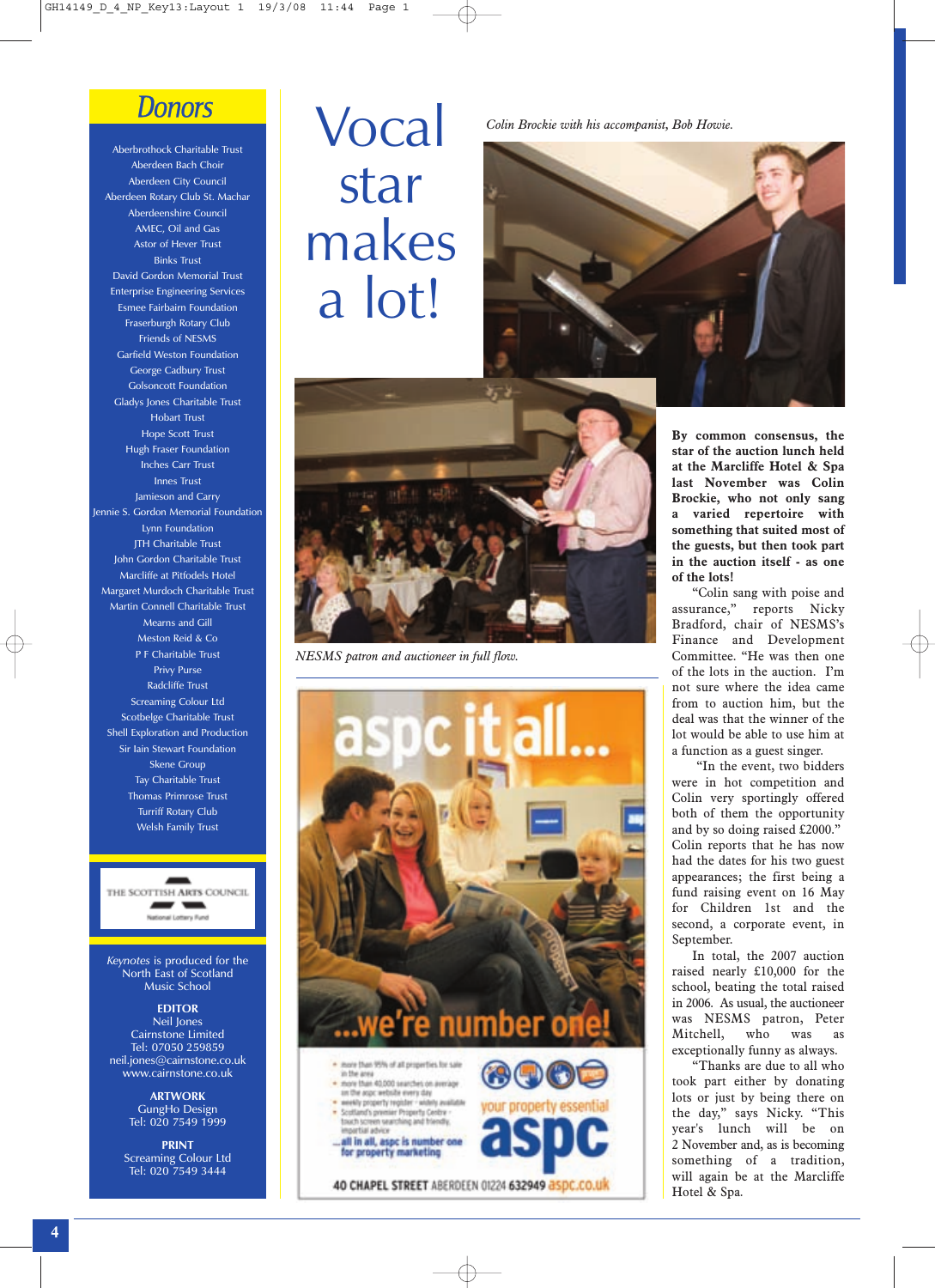## Donors

Aberbrothock Charitable Trust
Aberdeen Bach Choir
Aberdeen City Council
Aberdeen Rotary Club St. Machar
Aberdeenshire Council
AMEC, Oil and Gas
Astor of Hever Trust
Binks Trust
David Gordon Memorial Trust
Enterprise Engineering Services
Esmee Fairbairn Foundation
Fraserburgh Rotary Club
Friends of NESMS
Garfield Weston Foundation
George Cadbury Trust
Golsoncott Foundation
Gladys Jones Charitable Trust
Hobart Trust
Hope Scott Trust
Hugh Fraser Foundation
Inches Carr Trust
Innes Trust
Jamieson and Carry
Jennie S. Gordon Memorial Foundation
Lynn Foundation
JTH Charitable Trust
John Gordon Charitable Trust
Marcliffe at Pitfodels Hotel
Margaret Murdoch Charitable Trust
Martin Connell Charitable Trust
Mearns and Gill
Meston Reid & Co
P F Charitable Trust
Privy Purse
Radcliffe Trust
Screaming Colour Ltd
Scotbelge Charitable Trust
Shell Exploration and Production
Sir Iain Stewart Foundation
Skene Group
Tay Charitable Trust
Thomas Primrose Trust
Turriff Rotary Club
Welsh Family Trust

THE SCOTTISH ARTS COUNCIL
National Lottery Fund

*Keynotes* is produced for the North East of Scotland Music School

**EDITOR**
Neil Jones
Cairnstone Limited
Tel: 07050 259859
neil.jones@cairnstone.co.uk
www.cairnstone.co.uk

**ARTWORK**
GungHo Design
Tel: 020 7549 1999

**PRINT**
Screaming Colour Ltd
Tel: 020 7549 3444

# Vocal star makes a lot!

*Colin Brockie with his accompanist, Bob Howie.*

*NESMS patron and auctioneer in full flow.*

**By common consensus, the star of the auction lunch held at the Marcliffe Hotel & Spa last November was Colin Brockie, who not only sang a varied repertoire with something that suited most of the guests, but then took part in the auction itself - as one of the lots!**

"Colin sang with poise and assurance," reports Nicky Bradford, chair of NESMS's Finance and Development Committee. "He was then one of the lots in the auction. I'm not sure where the idea came from to auction him, but the deal was that the winner of the lot would be able to use him at a function as a guest singer.

"In the event, two bidders were in hot competition and Colin very sportingly offered both of them the opportunity and by so doing raised £2000." Colin reports that he has now had the dates for his two guest appearances; the first being a fund raising event on 16 May for Children 1st and the second, a corporate event, in September.

In total, the 2007 auction raised nearly £10,000 for the school, beating the total raised in 2006. As usual, the auctioneer was NESMS patron, Peter Mitchell, who was as exceptionally funny as always.

"Thanks are due to all who took part either by donating lots or just by being there on the day," says Nicky. "This year's lunch will be on 2 November and, as is becoming something of a tradition, will again be at the Marcliffe Hotel & Spa.

aspc it all...
...we're number one!

- more than 95% of all properties for sale in the area
- more than 40,000 searches on average on the aspc website every day
- weekly property register - widely available
- Scotland's premier Property Centre - touch screen searching and friendly, impartial advice

...all in all, aspc is number one for property marketing

your property essential
aspc

40 CHAPEL STREET ABERDEEN 01224 632949 aspc.co.uk